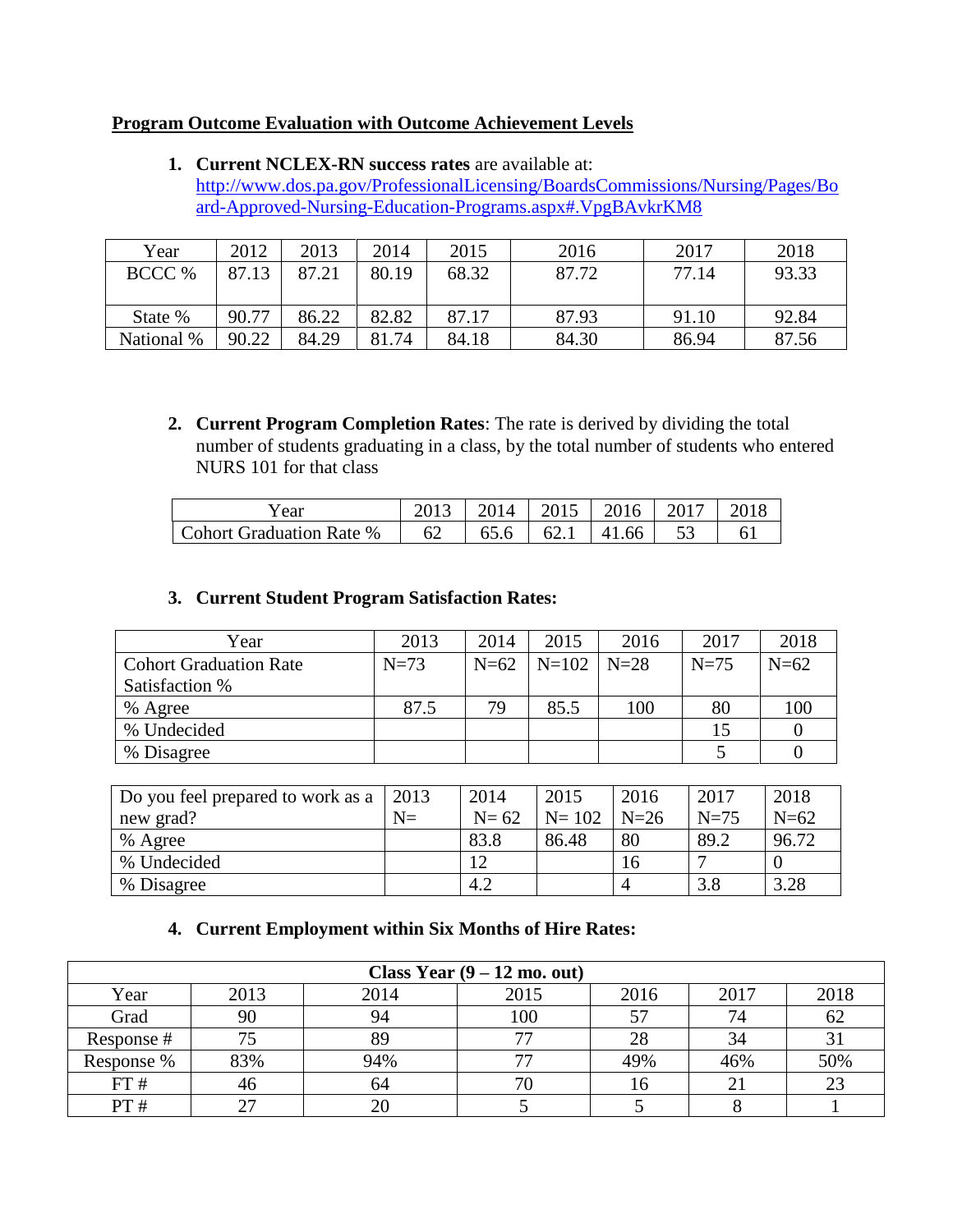## Program Outcome Evaluation with Outcome Achievement Levels

1. **Current NCLEX-RN success rates** are available at: http://www.dos.pa.gov/ProfessionalLicensing/BoardsCommissions/Nursing/Pages/Board-Approved-Nursing-Education-Programs.aspx#.VpgBAvkrKM8

| Year | 2012 | 2013 | 2014 | 2015 | 2016 | 2017 | 2018 |
|---|---|---|---|---|---|---|---|
| BCCC % | 87.13 | 87.21 | 80.19 | 68.32 | 87.72 | 77.14 | 93.33 |
| State % | 90.77 | 86.22 | 82.82 | 87.17 | 87.93 | 91.10 | 92.84 |
| National % | 90.22 | 84.29 | 81.74 | 84.18 | 84.30 | 86.94 | 87.56 |

2. **Current Program Completion Rates**: The rate is derived by dividing the total number of students graduating in a class, by the total number of students who entered NURS 101 for that class

| Year | 2013 | 2014 | 2015 | 2016 | 2017 | 2018 |
|---|---|---|---|---|---|---|
| Cohort Graduation Rate % | 62 | 65.6 | 62.1 | 41.66 | 53 | 61 |

3. **Current Student Program Satisfaction Rates:**

| Year | 2013 | 2014 | 2015 | 2016 | 2017 | 2018 |
|---|---|---|---|---|---|---|
| Cohort Graduation Rate Satisfaction % | N=73 | N=62 | N=102 | N=28 | N=75 | N=62 |
| % Agree | 87.5 | 79 | 85.5 | 100 | 80 | 100 |
| % Undecided | | | | | 15 | 0 |
| % Disagree | | | | | 5 | 0 |

| Do you feel prepared to work as a new grad? | 2013 N= | 2014 N= 62 | 2015 N= 102 | 2016 N=26 | 2017 N=75 | 2018 N=62 |
|---|---|---|---|---|---|---|
| % Agree | | 83.8 | 86.48 | 80 | 89.2 | 96.72 |
| % Undecided | | 12 | | 16 | 7 | 0 |
| % Disagree | | 4.2 | | 4 | 3.8 | 3.28 |

4. **Current Employment within Six Months of Hire Rates:**

| Class Year (9 – 12 mo. out) | | | | | | |
|---|---|---|---|---|---|---|
| Year | 2013 | 2014 | 2015 | 2016 | 2017 | 2018 |
| Grad | 90 | 94 | 100 | 57 | 74 | 62 |
| Response # | 75 | 89 | 77 | 28 | 34 | 31 |
| Response % | 83% | 94% | 77 | 49% | 46% | 50% |
| FT # | 46 | 64 | 70 | 16 | 21 | 23 |
| PT # | 27 | 20 | 5 | 5 | 8 | 1 |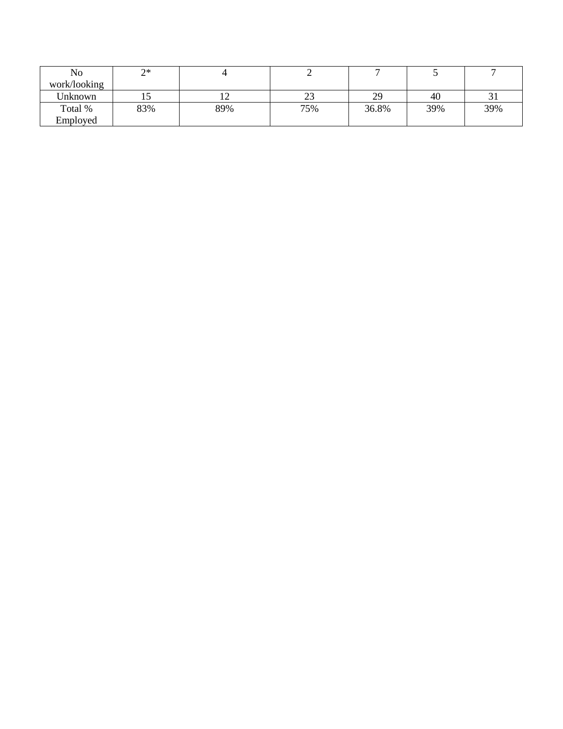| | | | | | | |
|---|---|---|---|---|---|---|
| No work/looking | 2* | 4 | 2 | 7 | 5 | 7 |
| Unknown | 15 | 12 | 23 | 29 | 40 | 31 |
| Total % Employed | 83% | 89% | 75% | 36.8% | 39% | 39% |